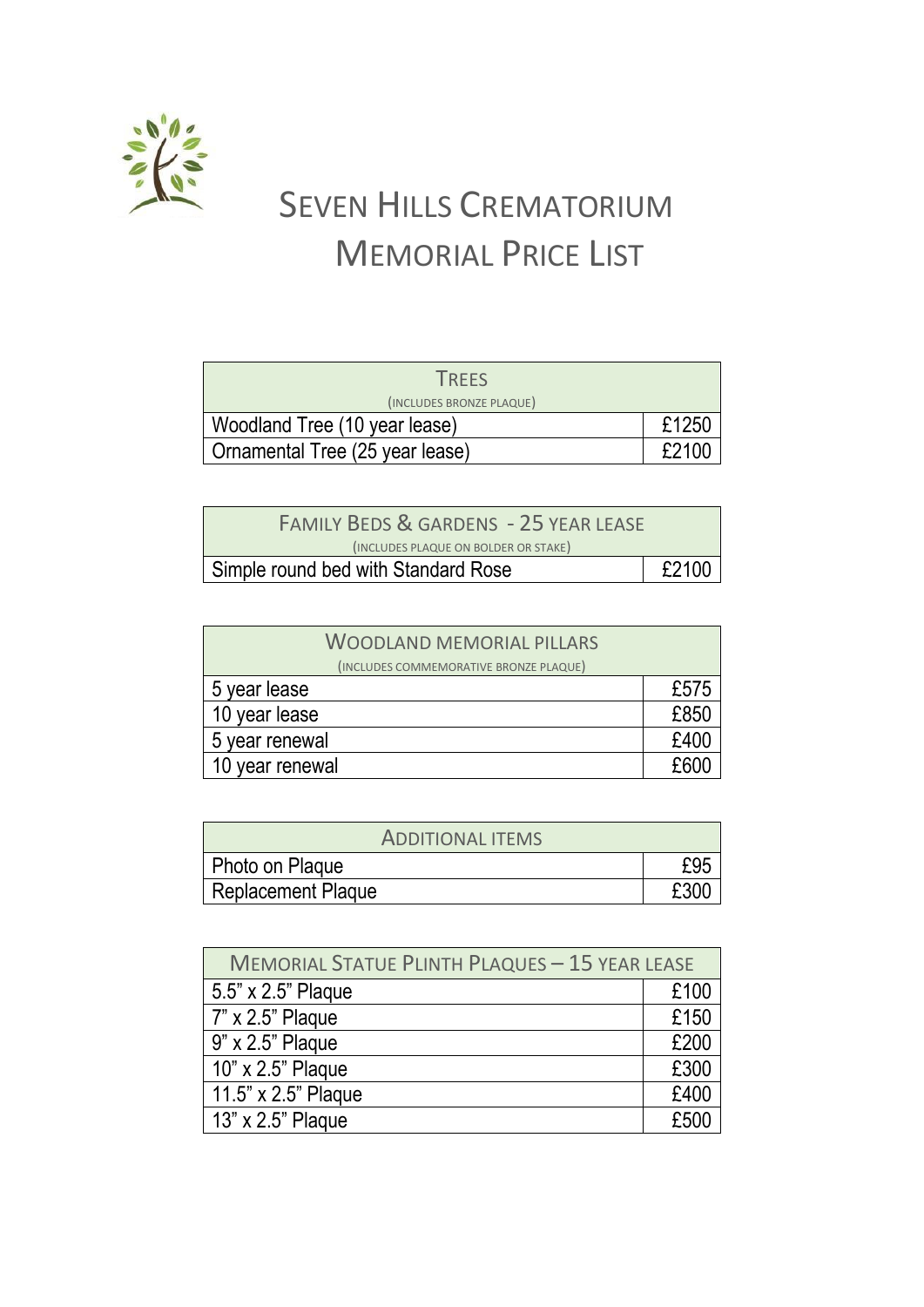# Seven Hills Crematorium
# Memorial Price List

| Trees (includes bronze plaque) | |
|---|---|
| Woodland Tree (10 year lease) | £1250 |
| Ornamental Tree (25 year lease) | £2100 |

| Family Beds & Gardens - 25 year lease (includes plaque on bolder or stake) | |
|---|---|
| Simple round bed with Standard Rose | £2100 |

| Woodland Memorial Pillars (includes commemorative bronze plaque) | |
|---|---|
| 5 year lease | £575 |
| 10 year lease | £850 |
| 5 year renewal | £400 |
| 10 year renewal | £600 |

| Additional Items | |
|---|---|
| Photo on Plaque | £95 |
| Replacement Plaque | £300 |

| Memorial Statue Plinth Plaques – 15 year lease | |
|---|---|
| 5.5" x 2.5" Plaque | £100 |
| 7" x 2.5" Plaque | £150 |
| 9" x 2.5" Plaque | £200 |
| 10" x 2.5" Plaque | £300 |
| 11.5" x 2.5" Plaque | £400 |
| 13" x 2.5" Plaque | £500 |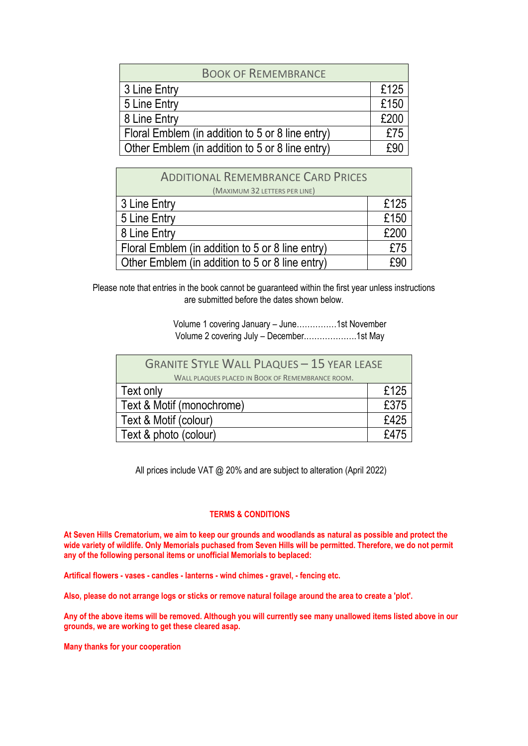| Book of Remembrance | |
|---|---|
| 3 Line Entry | £125 |
| 5 Line Entry | £150 |
| 8 Line Entry | £200 |
| Floral Emblem (in addition to 5 or 8 line entry) | £75 |
| Other Emblem (in addition to 5 or 8 line entry) | £90 |

| Additional Remembrance Card Prices (Maximum 32 letters per line) | |
|---|---|
| 3 Line Entry | £125 |
| 5 Line Entry | £150 |
| 8 Line Entry | £200 |
| Floral Emblem (in addition to 5 or 8 line entry) | £75 |
| Other Emblem (in addition to 5 or 8 line entry) | £90 |

Please note that entries in the book cannot be guaranteed within the first year unless instructions are submitted before the dates shown below.

Volume 1 covering January – June……………1st November
Volume 2 covering July – December………………..1st May

| Granite Style Wall Plaques – 15 Year Lease (Wall plaques placed in Book of Remembrance room.) | |
|---|---|
| Text only | £125 |
| Text & Motif (monochrome) | £375 |
| Text & Motif (colour) | £425 |
| Text & photo (colour) | £475 |

All prices include VAT @ 20% and are subject to alteration (April 2022)

**TERMS & CONDITIONS**

**At Seven Hills Crematorium, we aim to keep our grounds and woodlands as natural as possible and protect the wide variety of wildlife. Only Memorials puchased from Seven Hills will be permitted. Therefore, we do not permit any of the following personal items or unofficial Memorials to beplaced:**

**Artifical flowers - vases - candles - lanterns - wind chimes - gravel, - fencing etc.**

**Also, please do not arrange logs or sticks or remove natural foilage around the area to create a 'plot'.**

**Any of the above items will be removed. Although you will currently see many unallowed items listed above in our grounds, we are working to get these cleared asap.**

**Many thanks for your cooperation**